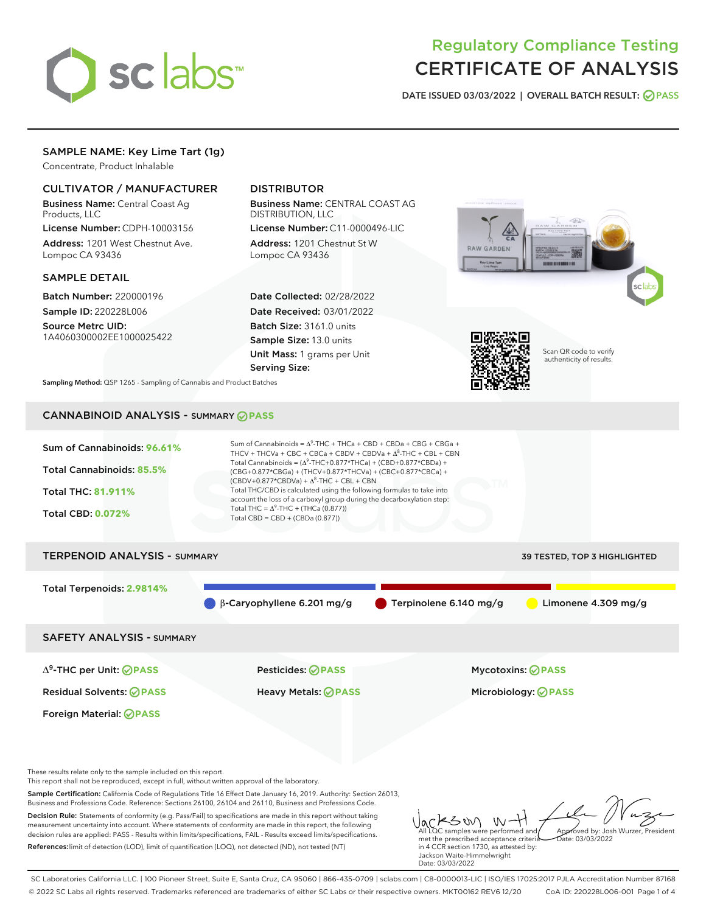# Regulatory Compliance Testing
# CERTIFICATE OF ANALYSIS

**DATE ISSUED 03/03/2022 | OVERALL BATCH RESULT: PASS**

## SAMPLE NAME: Key Lime Tart (1g)

Concentrate, Product Inhalable

### CULTIVATOR / MANUFACTURER

**Business Name:** Central Coast Ag Products, LLC
**License Number:** CDPH-10003156
**Address:** 1201 West Chestnut Ave. Lompoc CA 93436

### DISTRIBUTOR

**Business Name:** CENTRAL COAST AG DISTRIBUTION, LLC
**License Number:** C11-0000496-LIC
**Address:** 1201 Chestnut St W Lompoc CA 93436

### SAMPLE DETAIL

**Batch Number:** 220000196
**Sample ID:** 220228L006
**Source Metrc UID:** 1A4060300002EE1000025422

**Date Collected:** 02/28/2022
**Date Received:** 03/01/2022
**Batch Size:** 3161.0 units
**Sample Size:** 13.0 units
**Unit Mass:** 1 grams per Unit
**Serving Size:**

Scan QR code to verify authenticity of results.

**Sampling Method:** QSP 1265 - Sampling of Cannabis and Product Batches

## CANNABINOID ANALYSIS - SUMMARY PASS

Sum of Cannabinoids: **96.61%**
Total Cannabinoids: **85.5%**
Total THC: **81.911%**
Total CBD: **0.072%**

Sum of Cannabinoids = $\Delta^9$-THC + THCa + CBD + CBDa + CBG + CBGa + THCV + THCVa + CBC + CBCa + CBDV + CBDVa + $\Delta^8$-THC + CBL + CBN
Total Cannabinoids = ($\Delta^9$-THC+0.877*THCa) + (CBD+0.877*CBDa) + (CBG+0.877*CBGa) + (THCV+0.877*THCVa) + (CBC+0.877*CBCa) + (CBDV+0.877*CBDVa) + $\Delta^8$-THC + CBL + CBN
Total THC/CBD is calculated using the following formulas to take into account the loss of a carboxyl group during the decarboxylation step:
Total THC = $\Delta^9$-THC + (THCa (0.877))
Total CBD = CBD + (CBDa (0.877))

## TERPENOID ANALYSIS - SUMMARY

39 TESTED, TOP 3 HIGHLIGHTED

Total Terpenoids: **2.9814%**

β-Caryophyllene 6.201 mg/g | Terpinolene 6.140 mg/g | Limonene 4.309 mg/g

## SAFETY ANALYSIS - SUMMARY

| | | |
|---|---|---|
| $\Delta^9$-THC per Unit: PASS | Pesticides: PASS | Mycotoxins: PASS |
| Residual Solvents: PASS | Heavy Metals: PASS | Microbiology: PASS |
| Foreign Material: PASS | | |

These results relate only to the sample included on this report.
This report shall not be reproduced, except in full, without written approval of the laboratory.

**Sample Certification:** California Code of Regulations Title 16 Effect Date January 16, 2019. Authority: Section 26013, Business and Professions Code. Reference: Sections 26100, 26104 and 26110, Business and Professions Code.

**Decision Rule:** Statements of conformity (e.g. Pass/Fail) to specifications are made in this report without taking measurement uncertainty into account. Where statements of conformity are made in this report, the following decision rules are applied: PASS - Results within limits/specifications, FAIL - Results exceed limits/specifications.

**References:** limit of detection (LOD), limit of quantification (LOQ), not detected (ND), not tested (NT)

All LQC samples were performed and met the prescribed acceptance criteria in 4 CCR section 1730, as attested by: Jackson Waite-Himmelwright
Date: 03/03/2022

Approved by: Josh Wurzer, President
Date: 03/03/2022

SC Laboratories California LLC. | 100 Pioneer Street, Suite E, Santa Cruz, CA 95060 | 866-435-0709 | sclabs.com | C8-0000013-LIC | ISO/IES 17025:2017 PJLA Accreditation Number 87168
© 2022 SC Labs all rights reserved. Trademarks referenced are trademarks of either SC Labs or their respective owners. MKT00162 REV6 12/20 CoA ID: 220228L006-001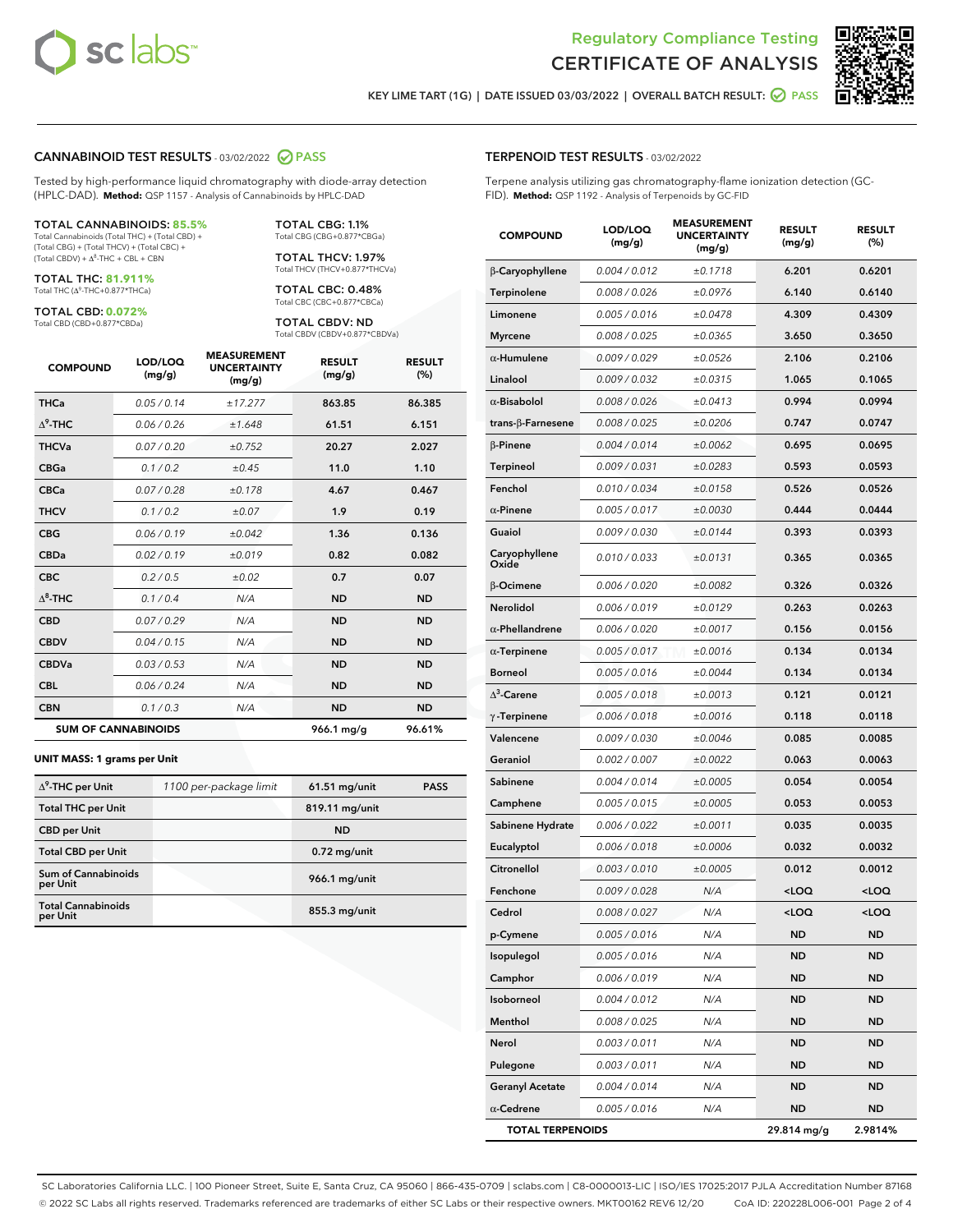Regulatory Compliance Testing
# CERTIFICATE OF ANALYSIS

KEY LIME TART (1G) | DATE ISSUED 03/03/2022 | OVERALL BATCH RESULT: PASS

## CANNABINOID TEST RESULTS - 03/02/2022 PASS

Tested by high-performance liquid chromatography with diode-array detection (HPLC-DAD). **Method:** QSP 1157 - Analysis of Cannabinoids by HPLC-DAD

**TOTAL CANNABINOIDS: 85.5%**
Total Cannabinoids (Total THC) + (Total CBD) + (Total CBG) + (Total THCV) + (Total CBC) + (Total CBDV) + $\Delta^8$-THC + CBL + CBN

**TOTAL THC: 81.911%**
Total THC ($\Delta^9$-THC+0.877*THCa)

**TOTAL CBD: 0.072%**
Total CBD (CBD+0.877*CBDa)

**TOTAL CBG: 1.1%**
Total CBG (CBG+0.877*CBGa)

**TOTAL THCV: 1.97%**
Total THCV (THCV+0.877*THCVa)

**TOTAL CBC: 0.48%**
Total CBC (CBC+0.877*CBCa)

**TOTAL CBDV: ND**
Total CBDV (CBDV+0.877*CBDVa)

| COMPOUND | LOD/LOQ (mg/g) | MEASUREMENT UNCERTAINTY (mg/g) | RESULT (mg/g) | RESULT (%) |
|---|---|---|---|---|
| THCa | 0.05 / 0.14 | ±17.277 | 863.85 | 86.385 |
| $\Delta^9$-THC | 0.06 / 0.26 | ±1.648 | 61.51 | 6.151 |
| THCVa | 0.07 / 0.20 | ±0.752 | 20.27 | 2.027 |
| CBGa | 0.1 / 0.2 | ±0.45 | 11.0 | 1.10 |
| CBCa | 0.07 / 0.28 | ±0.178 | 4.67 | 0.467 |
| THCV | 0.1 / 0.2 | ±0.07 | 1.9 | 0.19 |
| CBG | 0.06 / 0.19 | ±0.042 | 1.36 | 0.136 |
| CBDa | 0.02 / 0.19 | ±0.019 | 0.82 | 0.082 |
| CBC | 0.2 / 0.5 | ±0.02 | 0.7 | 0.07 |
| $\Delta^8$-THC | 0.1 / 0.4 | N/A | ND | ND |
| CBD | 0.07 / 0.29 | N/A | ND | ND |
| CBDV | 0.04 / 0.15 | N/A | ND | ND |
| CBDVa | 0.03 / 0.53 | N/A | ND | ND |
| CBL | 0.06 / 0.24 | N/A | ND | ND |
| CBN | 0.1 / 0.3 | N/A | ND | ND |
| **SUM OF CANNABINOIDS** | | | **966.1 mg/g** | **96.61%** |

**UNIT MASS: 1 grams per Unit**

| | | | |
|---|---|---|---|
| $\Delta^9$-THC per Unit | 1100 per-package limit | 61.51 mg/unit | PASS |
| Total THC per Unit | | 819.11 mg/unit | |
| CBD per Unit | | ND | |
| Total CBD per Unit | | 0.72 mg/unit | |
| Sum of Cannabinoids per Unit | | 966.1 mg/unit | |
| Total Cannabinoids per Unit | | 855.3 mg/unit | |

## TERPENOID TEST RESULTS - 03/02/2022

Terpene analysis utilizing gas chromatography-flame ionization detection (GC-FID). **Method:** QSP 1192 - Analysis of Terpenoids by GC-FID

| COMPOUND | LOD/LOQ (mg/g) | MEASUREMENT UNCERTAINTY (mg/g) | RESULT (mg/g) | RESULT (%) |
|---|---|---|---|---|
| β-Caryophyllene | 0.004 / 0.012 | ±0.1718 | 6.201 | 0.6201 |
| Terpinolene | 0.008 / 0.026 | ±0.0976 | 6.140 | 0.6140 |
| Limonene | 0.005 / 0.016 | ±0.0478 | 4.309 | 0.4309 |
| Myrcene | 0.008 / 0.025 | ±0.0365 | 3.650 | 0.3650 |
| α-Humulene | 0.009 / 0.029 | ±0.0526 | 2.106 | 0.2106 |
| Linalool | 0.009 / 0.032 | ±0.0315 | 1.065 | 0.1065 |
| α-Bisabolol | 0.008 / 0.026 | ±0.0413 | 0.994 | 0.0994 |
| trans-β-Farnesene | 0.008 / 0.025 | ±0.0206 | 0.747 | 0.0747 |
| β-Pinene | 0.004 / 0.014 | ±0.0062 | 0.695 | 0.0695 |
| Terpineol | 0.009 / 0.031 | ±0.0283 | 0.593 | 0.0593 |
| Fenchol | 0.010 / 0.034 | ±0.0158 | 0.526 | 0.0526 |
| α-Pinene | 0.005 / 0.017 | ±0.0030 | 0.444 | 0.0444 |
| Guaiol | 0.009 / 0.030 | ±0.0144 | 0.393 | 0.0393 |
| Caryophyllene Oxide | 0.010 / 0.033 | ±0.0131 | 0.365 | 0.0365 |
| β-Ocimene | 0.006 / 0.020 | ±0.0082 | 0.326 | 0.0326 |
| Nerolidol | 0.006 / 0.019 | ±0.0129 | 0.263 | 0.0263 |
| α-Phellandrene | 0.006 / 0.020 | ±0.0017 | 0.156 | 0.0156 |
| α-Terpinene | 0.005 / 0.017 | ±0.0016 | 0.134 | 0.0134 |
| Borneol | 0.005 / 0.016 | ±0.0044 | 0.134 | 0.0134 |
| $\Delta^3$-Carene | 0.005 / 0.018 | ±0.0013 | 0.121 | 0.0121 |
| γ-Terpinene | 0.006 / 0.018 | ±0.0016 | 0.118 | 0.0118 |
| Valencene | 0.009 / 0.030 | ±0.0046 | 0.085 | 0.0085 |
| Geraniol | 0.002 / 0.007 | ±0.0022 | 0.063 | 0.0063 |
| Sabinene | 0.004 / 0.014 | ±0.0005 | 0.054 | 0.0054 |
| Camphene | 0.005 / 0.015 | ±0.0005 | 0.053 | 0.0053 |
| Sabinene Hydrate | 0.006 / 0.022 | ±0.0011 | 0.035 | 0.0035 |
| Eucalyptol | 0.006 / 0.018 | ±0.0006 | 0.032 | 0.0032 |
| Citronellol | 0.003 / 0.010 | ±0.0005 | 0.012 | 0.0012 |
| Fenchone | 0.009 / 0.028 | N/A | <LOQ | <LOQ |
| Cedrol | 0.008 / 0.027 | N/A | <LOQ | <LOQ |
| p-Cymene | 0.005 / 0.016 | N/A | ND | ND |
| Isopulegol | 0.005 / 0.016 | N/A | ND | ND |
| Camphor | 0.006 / 0.019 | N/A | ND | ND |
| Isoborneol | 0.004 / 0.012 | N/A | ND | ND |
| Menthol | 0.008 / 0.025 | N/A | ND | ND |
| Nerol | 0.003 / 0.011 | N/A | ND | ND |
| Pulegone | 0.003 / 0.011 | N/A | ND | ND |
| Geranyl Acetate | 0.004 / 0.014 | N/A | ND | ND |
| α-Cedrene | 0.005 / 0.016 | N/A | ND | ND |
| **TOTAL TERPENOIDS** | | | **29.814 mg/g** | **2.9814%** |

SC Laboratories California LLC. | 100 Pioneer Street, Suite E, Santa Cruz, CA 95060 | 866-435-0709 | sclabs.com | C8-0000013-LIC | ISO/IES 17025:2017 PJLA Accreditation Number 87168
© 2022 SC Labs all rights reserved. Trademarks referenced are trademarks of either SC Labs or their respective owners. MKT00162 REV6 12/20 CoA ID: 220228L006-001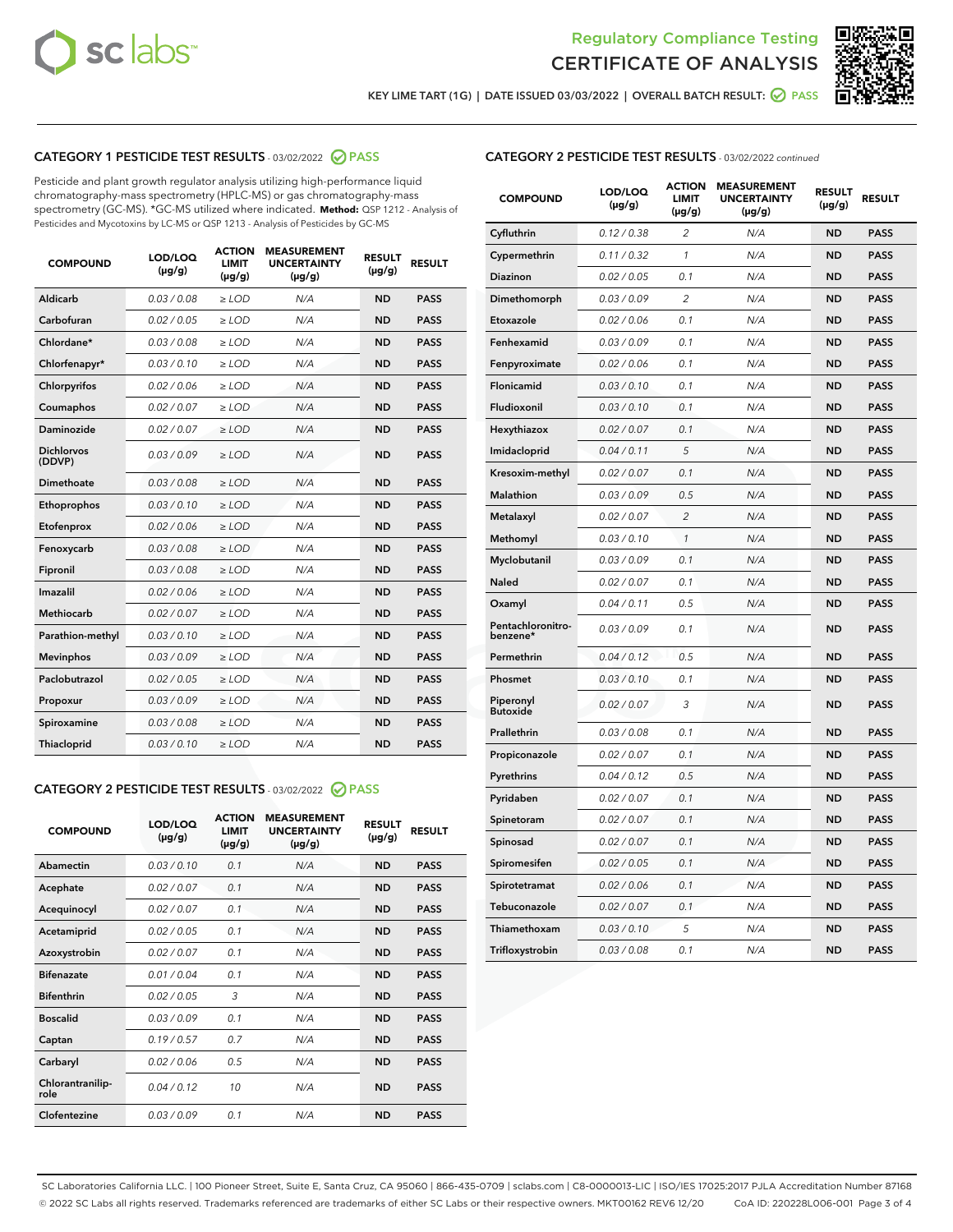Regulatory Compliance Testing

# CERTIFICATE OF ANALYSIS

KEY LIME TART (1G) | DATE ISSUED 03/03/2022 | OVERALL BATCH RESULT: PASS

## CATEGORY 1 PESTICIDE TEST RESULTS - 03/02/2022 PASS

Pesticide and plant growth regulator analysis utilizing high-performance liquid chromatography-mass spectrometry (HPLC-MS) or gas chromatography-mass spectrometry (GC-MS). *GC-MS utilized where indicated. **Method:** QSP 1212 - Analysis of Pesticides and Mycotoxins by LC-MS or QSP 1213 - Analysis of Pesticides by GC-MS

| COMPOUND | LOD/LOQ (µg/g) | ACTION LIMIT (µg/g) | MEASUREMENT UNCERTAINTY (µg/g) | RESULT (µg/g) | RESULT |
|---|---|---|---|---|---|
| Aldicarb | 0.03 / 0.08 | ≥ LOD | N/A | ND | PASS |
| Carbofuran | 0.02 / 0.05 | ≥ LOD | N/A | ND | PASS |
| Chlordane* | 0.03 / 0.08 | ≥ LOD | N/A | ND | PASS |
| Chlorfenapyr* | 0.03 / 0.10 | ≥ LOD | N/A | ND | PASS |
| Chlorpyrifos | 0.02 / 0.06 | ≥ LOD | N/A | ND | PASS |
| Coumaphos | 0.02 / 0.07 | ≥ LOD | N/A | ND | PASS |
| Daminozide | 0.02 / 0.07 | ≥ LOD | N/A | ND | PASS |
| Dichlorvos (DDVP) | 0.03 / 0.09 | ≥ LOD | N/A | ND | PASS |
| Dimethoate | 0.03 / 0.08 | ≥ LOD | N/A | ND | PASS |
| Ethoprophos | 0.03 / 0.10 | ≥ LOD | N/A | ND | PASS |
| Etofenprox | 0.02 / 0.06 | ≥ LOD | N/A | ND | PASS |
| Fenoxycarb | 0.03 / 0.08 | ≥ LOD | N/A | ND | PASS |
| Fipronil | 0.03 / 0.08 | ≥ LOD | N/A | ND | PASS |
| Imazalil | 0.02 / 0.06 | ≥ LOD | N/A | ND | PASS |
| Methiocarb | 0.02 / 0.07 | ≥ LOD | N/A | ND | PASS |
| Parathion-methyl | 0.03 / 0.10 | ≥ LOD | N/A | ND | PASS |
| Mevinphos | 0.03 / 0.09 | ≥ LOD | N/A | ND | PASS |
| Paclobutrazol | 0.02 / 0.05 | ≥ LOD | N/A | ND | PASS |
| Propoxur | 0.03 / 0.09 | ≥ LOD | N/A | ND | PASS |
| Spiroxamine | 0.03 / 0.08 | ≥ LOD | N/A | ND | PASS |
| Thiacloprid | 0.03 / 0.10 | ≥ LOD | N/A | ND | PASS |

## CATEGORY 2 PESTICIDE TEST RESULTS - 03/02/2022 PASS

| COMPOUND | LOD/LOQ (µg/g) | ACTION LIMIT (µg/g) | MEASUREMENT UNCERTAINTY (µg/g) | RESULT (µg/g) | RESULT |
|---|---|---|---|---|---|
| Abamectin | 0.03 / 0.10 | 0.1 | N/A | ND | PASS |
| Acephate | 0.02 / 0.07 | 0.1 | N/A | ND | PASS |
| Acequinocyl | 0.02 / 0.07 | 0.1 | N/A | ND | PASS |
| Acetamiprid | 0.02 / 0.05 | 0.1 | N/A | ND | PASS |
| Azoxystrobin | 0.02 / 0.07 | 0.1 | N/A | ND | PASS |
| Bifenazate | 0.01 / 0.04 | 0.1 | N/A | ND | PASS |
| Bifenthrin | 0.02 / 0.05 | 3 | N/A | ND | PASS |
| Boscalid | 0.03 / 0.09 | 0.1 | N/A | ND | PASS |
| Captan | 0.19 / 0.57 | 0.7 | N/A | ND | PASS |
| Carbaryl | 0.02 / 0.06 | 0.5 | N/A | ND | PASS |
| Chlorantraniliprole | 0.04 / 0.12 | 10 | N/A | ND | PASS |
| Clofentezine | 0.03 / 0.09 | 0.1 | N/A | ND | PASS |
| Cyfluthrin | 0.12 / 0.38 | 2 | N/A | ND | PASS |
| Cypermethrin | 0.11 / 0.32 | 1 | N/A | ND | PASS |
| Diazinon | 0.02 / 0.05 | 0.1 | N/A | ND | PASS |
| Dimethomorph | 0.03 / 0.09 | 2 | N/A | ND | PASS |
| Etoxazole | 0.02 / 0.06 | 0.1 | N/A | ND | PASS |
| Fenhexamid | 0.03 / 0.09 | 0.1 | N/A | ND | PASS |
| Fenpyroximate | 0.02 / 0.06 | 0.1 | N/A | ND | PASS |
| Flonicamid | 0.03 / 0.10 | 0.1 | N/A | ND | PASS |
| Fludioxonil | 0.03 / 0.10 | 0.1 | N/A | ND | PASS |
| Hexythiazox | 0.02 / 0.07 | 0.1 | N/A | ND | PASS |
| Imidacloprid | 0.04 / 0.11 | 5 | N/A | ND | PASS |
| Kresoxim-methyl | 0.02 / 0.07 | 0.1 | N/A | ND | PASS |
| Malathion | 0.03 / 0.09 | 0.5 | N/A | ND | PASS |
| Metalaxyl | 0.02 / 0.07 | 2 | N/A | ND | PASS |
| Methomyl | 0.03 / 0.10 | 1 | N/A | ND | PASS |
| Myclobutanil | 0.03 / 0.09 | 0.1 | N/A | ND | PASS |
| Naled | 0.02 / 0.07 | 0.1 | N/A | ND | PASS |
| Oxamyl | 0.04 / 0.11 | 0.5 | N/A | ND | PASS |
| Pentachloronitrobenzene* | 0.03 / 0.09 | 0.1 | N/A | ND | PASS |
| Permethrin | 0.04 / 0.12 | 0.5 | N/A | ND | PASS |
| Phosmet | 0.03 / 0.10 | 0.1 | N/A | ND | PASS |
| Piperonyl Butoxide | 0.02 / 0.07 | 3 | N/A | ND | PASS |
| Prallethrin | 0.03 / 0.08 | 0.1 | N/A | ND | PASS |
| Propiconazole | 0.02 / 0.07 | 0.1 | N/A | ND | PASS |
| Pyrethrins | 0.04 / 0.12 | 0.5 | N/A | ND | PASS |
| Pyridaben | 0.02 / 0.07 | 0.1 | N/A | ND | PASS |
| Spinetoram | 0.02 / 0.07 | 0.1 | N/A | ND | PASS |
| Spinosad | 0.02 / 0.07 | 0.1 | N/A | ND | PASS |
| Spiromesifen | 0.02 / 0.05 | 0.1 | N/A | ND | PASS |
| Spirotetramat | 0.02 / 0.06 | 0.1 | N/A | ND | PASS |
| Tebuconazole | 0.02 / 0.07 | 0.1 | N/A | ND | PASS |
| Thiamethoxam | 0.03 / 0.10 | 5 | N/A | ND | PASS |
| Trifloxystrobin | 0.03 / 0.08 | 0.1 | N/A | ND | PASS |

SC Laboratories California LLC. | 100 Pioneer Street, Suite E, Santa Cruz, CA 95060 | 866-435-0709 | sclabs.com | C8-0000013-LIC | ISO/IES 17025:2017 PJLA Accreditation Number 87168
© 2022 SC Labs all rights reserved. Trademarks referenced are trademarks of either SC Labs or their respective owners. MKT00162 REV6 12/20 CoA ID: 220228L006-001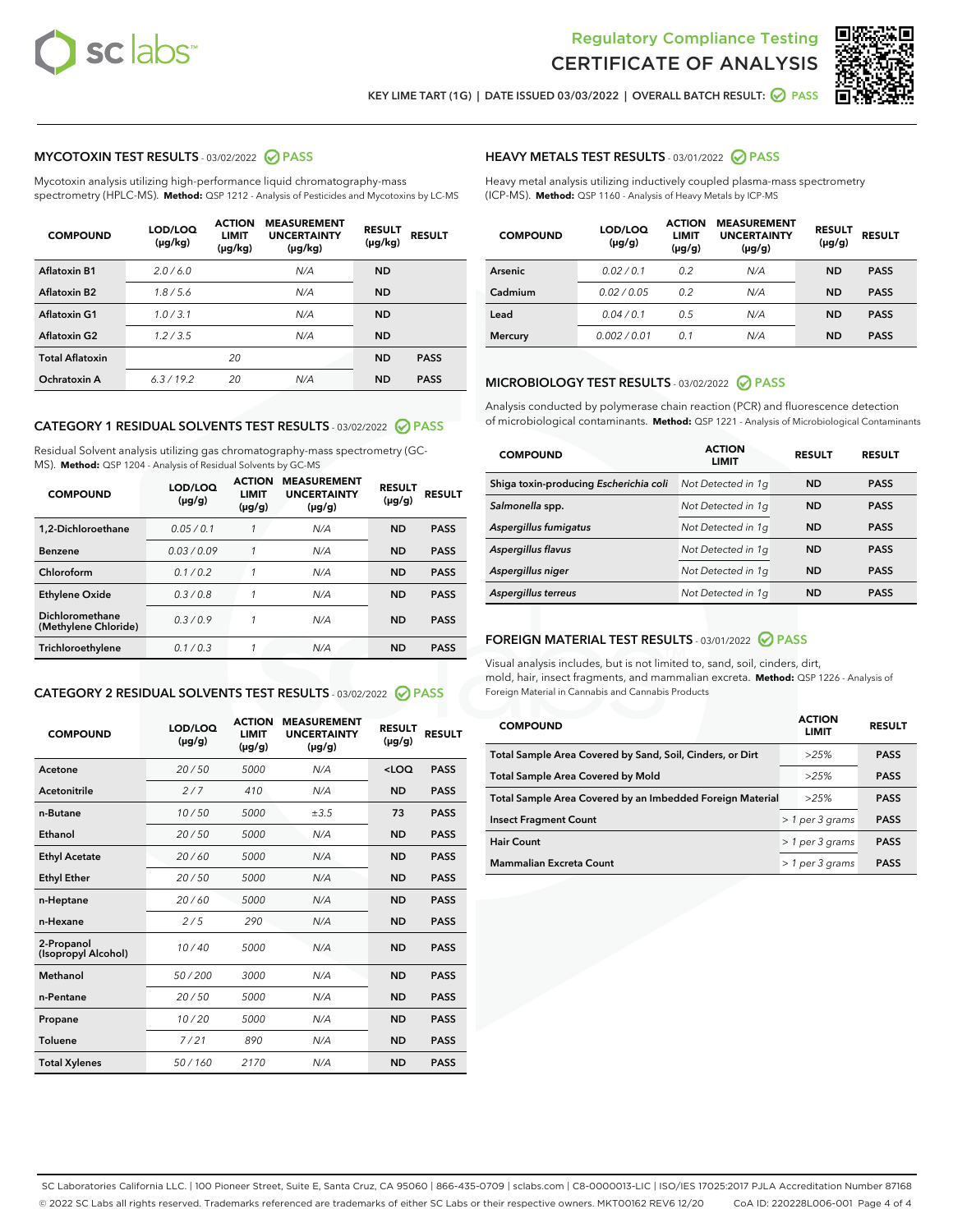Regulatory Compliance Testing
# CERTIFICATE OF ANALYSIS

KEY LIME TART (1G) | DATE ISSUED 03/03/2022 | OVERALL BATCH RESULT: PASS

## MYCOTOXIN TEST RESULTS - 03/02/2022 PASS

Mycotoxin analysis utilizing high-performance liquid chromatography-mass spectrometry (HPLC-MS). **Method:** QSP 1212 - Analysis of Pesticides and Mycotoxins by LC-MS

| COMPOUND | LOD/LOQ (μg/kg) | ACTION LIMIT (μg/kg) | MEASUREMENT UNCERTAINTY (μg/kg) | RESULT (μg/kg) | RESULT |
|---|---|---|---|---|---|
| Aflatoxin B1 | 2.0 / 6.0 | | N/A | ND | |
| Aflatoxin B2 | 1.8 / 5.6 | | N/A | ND | |
| Aflatoxin G1 | 1.0 / 3.1 | | N/A | ND | |
| Aflatoxin G2 | 1.2 / 3.5 | | N/A | ND | |
| Total Aflatoxin | | 20 | | ND | PASS |
| Ochratoxin A | 6.3 / 19.2 | 20 | N/A | ND | PASS |

## CATEGORY 1 RESIDUAL SOLVENTS TEST RESULTS - 03/02/2022 PASS

Residual Solvent analysis utilizing gas chromatography-mass spectrometry (GC-MS). **Method:** QSP 1204 - Analysis of Residual Solvents by GC-MS

| COMPOUND | LOD/LOQ (μg/g) | ACTION LIMIT (μg/g) | MEASUREMENT UNCERTAINTY (μg/g) | RESULT (μg/g) | RESULT |
|---|---|---|---|---|---|
| 1,2-Dichloroethane | 0.05 / 0.1 | 1 | N/A | ND | PASS |
| Benzene | 0.03 / 0.09 | 1 | N/A | ND | PASS |
| Chloroform | 0.1 / 0.2 | 1 | N/A | ND | PASS |
| Ethylene Oxide | 0.3 / 0.8 | 1 | N/A | ND | PASS |
| Dichloromethane (Methylene Chloride) | 0.3 / 0.9 | 1 | N/A | ND | PASS |
| Trichloroethylene | 0.1 / 0.3 | 1 | N/A | ND | PASS |

## CATEGORY 2 RESIDUAL SOLVENTS TEST RESULTS - 03/02/2022 PASS

| COMPOUND | LOD/LOQ (μg/g) | ACTION LIMIT (μg/g) | MEASUREMENT UNCERTAINTY (μg/g) | RESULT (μg/g) | RESULT |
|---|---|---|---|---|---|
| Acetone | 20 / 50 | 5000 | N/A | <LOQ | PASS |
| Acetonitrile | 2 / 7 | 410 | N/A | ND | PASS |
| n-Butane | 10 / 50 | 5000 | ±3.5 | 73 | PASS |
| Ethanol | 20 / 50 | 5000 | N/A | ND | PASS |
| Ethyl Acetate | 20 / 60 | 5000 | N/A | ND | PASS |
| Ethyl Ether | 20 / 50 | 5000 | N/A | ND | PASS |
| n-Heptane | 20 / 60 | 5000 | N/A | ND | PASS |
| n-Hexane | 2 / 5 | 290 | N/A | ND | PASS |
| 2-Propanol (Isopropyl Alcohol) | 10 / 40 | 5000 | N/A | ND | PASS |
| Methanol | 50 / 200 | 3000 | N/A | ND | PASS |
| n-Pentane | 20 / 50 | 5000 | N/A | ND | PASS |
| Propane | 10 / 20 | 5000 | N/A | ND | PASS |
| Toluene | 7 / 21 | 890 | N/A | ND | PASS |
| Total Xylenes | 50 / 160 | 2170 | N/A | ND | PASS |

## HEAVY METALS TEST RESULTS - 03/01/2022 PASS

Heavy metal analysis utilizing inductively coupled plasma-mass spectrometry (ICP-MS). **Method:** QSP 1160 - Analysis of Heavy Metals by ICP-MS

| COMPOUND | LOD/LOQ (μg/g) | ACTION LIMIT (μg/g) | MEASUREMENT UNCERTAINTY (μg/g) | RESULT (μg/g) | RESULT |
|---|---|---|---|---|---|
| Arsenic | 0.02 / 0.1 | 0.2 | N/A | ND | PASS |
| Cadmium | 0.02 / 0.05 | 0.2 | N/A | ND | PASS |
| Lead | 0.04 / 0.1 | 0.5 | N/A | ND | PASS |
| Mercury | 0.002 / 0.01 | 0.1 | N/A | ND | PASS |

## MICROBIOLOGY TEST RESULTS - 03/02/2022 PASS

Analysis conducted by polymerase chain reaction (PCR) and fluorescence detection of microbiological contaminants. **Method:** QSP 1221 - Analysis of Microbiological Contaminants

| COMPOUND | ACTION LIMIT | RESULT | RESULT |
|---|---|---|---|
| Shiga toxin-producing *Escherichia coli* | Not Detected in 1g | ND | PASS |
| *Salmonella* spp. | Not Detected in 1g | ND | PASS |
| *Aspergillus fumigatus* | Not Detected in 1g | ND | PASS |
| *Aspergillus flavus* | Not Detected in 1g | ND | PASS |
| *Aspergillus niger* | Not Detected in 1g | ND | PASS |
| *Aspergillus terreus* | Not Detected in 1g | ND | PASS |

## FOREIGN MATERIAL TEST RESULTS - 03/01/2022 PASS

Visual analysis includes, but is not limited to, sand, soil, cinders, dirt, mold, hair, insect fragments, and mammalian excreta. **Method:** QSP 1226 - Analysis of Foreign Material in Cannabis and Cannabis Products

| COMPOUND | ACTION LIMIT | RESULT |
|---|---|---|
| Total Sample Area Covered by Sand, Soil, Cinders, or Dirt | >25% | PASS |
| Total Sample Area Covered by Mold | >25% | PASS |
| Total Sample Area Covered by an Imbedded Foreign Material | >25% | PASS |
| Insect Fragment Count | > 1 per 3 grams | PASS |
| Hair Count | > 1 per 3 grams | PASS |
| Mammalian Excreta Count | > 1 per 3 grams | PASS |

SC Laboratories California LLC. | 100 Pioneer Street, Suite E, Santa Cruz, CA 95060 | 866-435-0709 | sclabs.com | C8-0000013-LIC | ISO/IES 17025:2017 PJLA Accreditation Number 87168
© 2022 SC Labs all rights reserved. Trademarks referenced are trademarks of either SC Labs or their respective owners. MKT00162 REV6 12/20 CoA ID: 220228L006-001